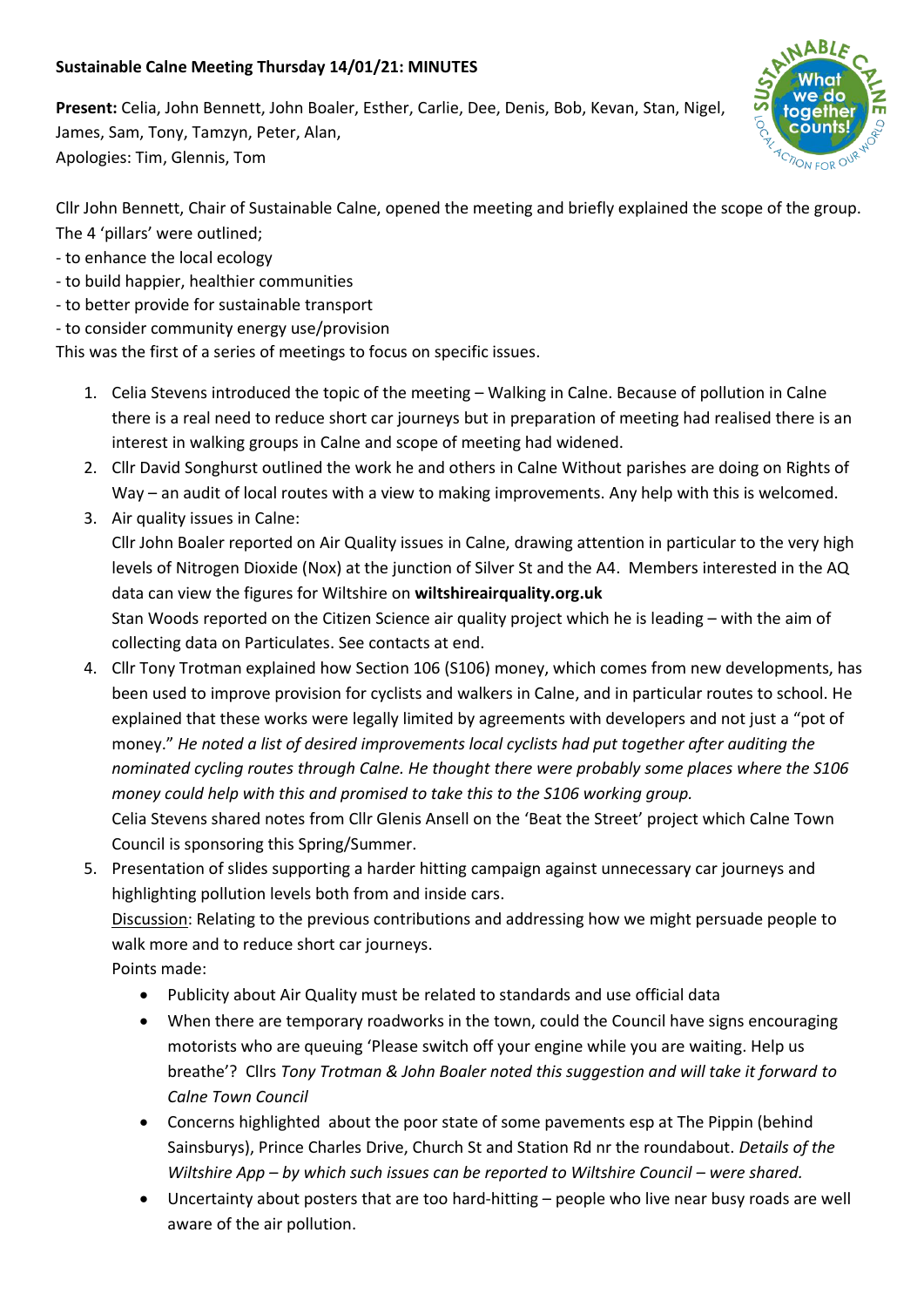**Sustainable Calne Meeting Thursday 14/01/21: MINUTES**

**Present:** Celia, John Bennett, John Boaler, Esther, Carlie, Dee, Denis, Bob, Kevan, Stan, Nigel, James, Sam, Tony, Tamzyn, Peter, Alan,
Apologies: Tim, Glennis, Tom

Cllr John Bennett, Chair of Sustainable Calne, opened the meeting and briefly explained the scope of the group. The 4 'pillars' were outlined;
- to enhance the local ecology
- to build happier, healthier communities
- to better provide for sustainable transport
- to consider community energy use/provision

This was the first of a series of meetings to focus on specific issues.

1. Celia Stevens introduced the topic of the meeting – Walking in Calne. Because of pollution in Calne there is a real need to reduce short car journeys but in preparation of meeting had realised there is an interest in walking groups in Calne and scope of meeting had widened.
2. Cllr David Songhurst outlined the work he and others in Calne Without parishes are doing on Rights of Way – an audit of local routes with a view to making improvements. Any help with this is welcomed.
3. Air quality issues in Calne:
   Cllr John Boaler reported on Air Quality issues in Calne, drawing attention in particular to the very high levels of Nitrogen Dioxide (Nox) at the junction of Silver St and the A4. Members interested in the AQ data can view the figures for Wiltshire on **wiltshireairquality.org.uk**
   Stan Woods reported on the Citizen Science air quality project which he is leading – with the aim of collecting data on Particulates. See contacts at end.
4. Cllr Tony Trotman explained how Section 106 (S106) money, which comes from new developments, has been used to improve provision for cyclists and walkers in Calne, and in particular routes to school. He explained that these works were legally limited by agreements with developers and not just a "pot of money." *He noted a list of desired improvements local cyclists had put together after auditing the nominated cycling routes through Calne. He thought there were probably some places where the S106 money could help with this and promised to take this to the S106 working group.*
   Celia Stevens shared notes from Cllr Glenis Ansell on the 'Beat the Street' project which Calne Town Council is sponsoring this Spring/Summer.
5. Presentation of slides supporting a harder hitting campaign against unnecessary car journeys and highlighting pollution levels both from and inside cars.
   Discussion: Relating to the previous contributions and addressing how we might persuade people to walk more and to reduce short car journeys.
   Points made:
   - Publicity about Air Quality must be related to standards and use official data
   - When there are temporary roadworks in the town, could the Council have signs encouraging motorists who are queuing 'Please switch off your engine while you are waiting. Help us breathe'? Cllrs *Tony Trotman & John Boaler noted this suggestion and will take it forward to Calne Town Council*
   - Concerns highlighted about the poor state of some pavements esp at The Pippin (behind Sainsburys), Prince Charles Drive, Church St and Station Rd nr the roundabout. *Details of the Wiltshire App – by which such issues can be reported to Wiltshire Council – were shared.*
   - Uncertainty about posters that are too hard-hitting – people who live near busy roads are well aware of the air pollution.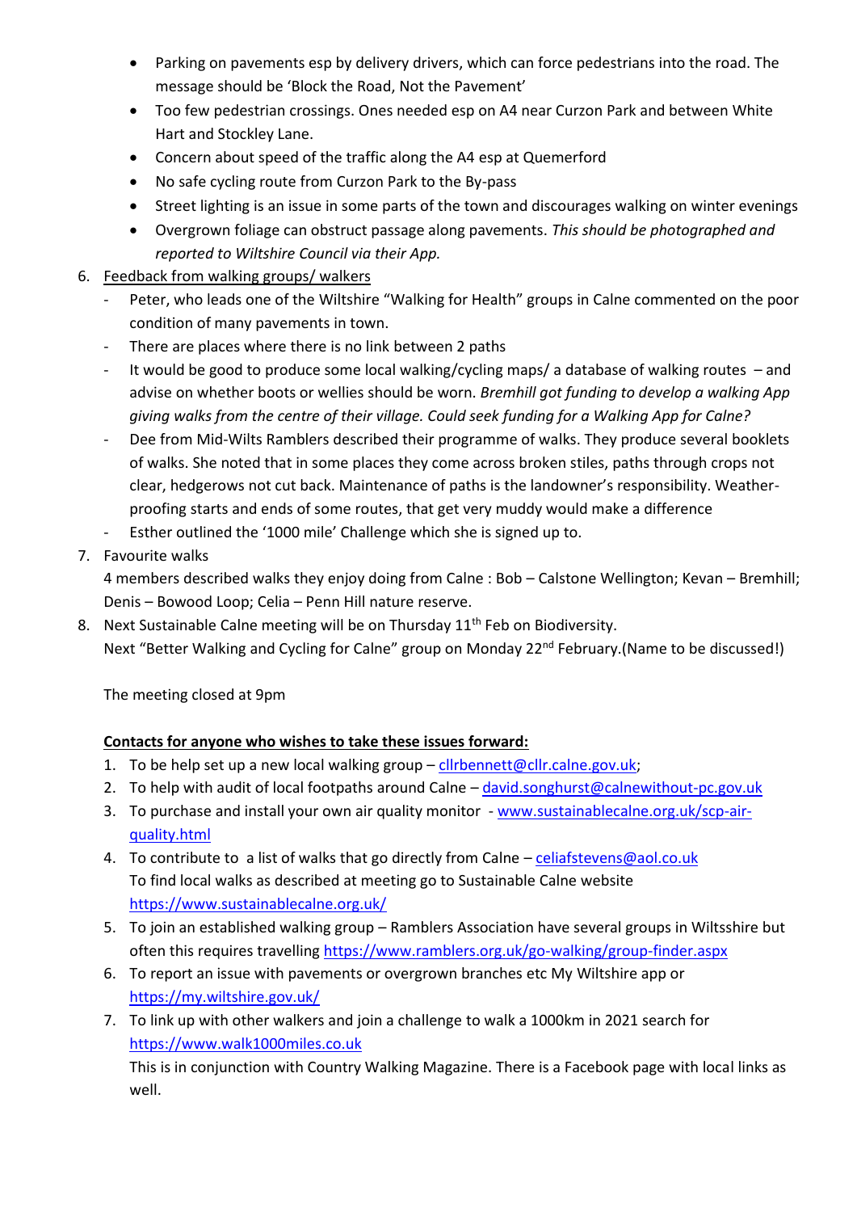- Parking on pavements esp by delivery drivers, which can force pedestrians into the road. The message should be 'Block the Road, Not the Pavement'
- Too few pedestrian crossings. Ones needed esp on A4 near Curzon Park and between White Hart and Stockley Lane.
- Concern about speed of the traffic along the A4 esp at Quemerford
- No safe cycling route from Curzon Park to the By-pass
- Street lighting is an issue in some parts of the town and discourages walking on winter evenings
- Overgrown foliage can obstruct passage along pavements. *This should be photographed and reported to Wiltshire Council via their App.*

6. Feedback from walking groups/ walkers
   - Peter, who leads one of the Wiltshire "Walking for Health" groups in Calne commented on the poor condition of many pavements in town.
   - There are places where there is no link between 2 paths
   - It would be good to produce some local walking/cycling maps/ a database of walking routes – and advise on whether boots or wellies should be worn. *Bremhill got funding to develop a walking App giving walks from the centre of their village. Could seek funding for a Walking App for Calne?*
   - Dee from Mid-Wilts Ramblers described their programme of walks. They produce several booklets of walks. She noted that in some places they come across broken stiles, paths through crops not clear, hedgerows not cut back. Maintenance of paths is the landowner's responsibility. Weather-proofing starts and ends of some routes, that get very muddy would make a difference
   - Esther outlined the '1000 mile' Challenge which she is signed up to.
7. Favourite walks

   4 members described walks they enjoy doing from Calne : Bob – Calstone Wellington; Kevan – Bremhill; Denis – Bowood Loop; Celia – Penn Hill nature reserve.
8. Next Sustainable Calne meeting will be on Thursday 11th Feb on Biodiversity.

   Next "Better Walking and Cycling for Calne" group on Monday 22nd February.(Name to be discussed!)

   The meeting closed at 9pm

**Contacts for anyone who wishes to take these issues forward:**

1. To be help set up a new local walking group – cllrbennett@cllr.calne.gov.uk;
2. To help with audit of local footpaths around Calne – david.songhurst@calnewithout-pc.gov.uk
3. To purchase and install your own air quality monitor - www.sustainablecalne.org.uk/scp-air-quality.html
4. To contribute to a list of walks that go directly from Calne – celiafstevens@aol.co.uk

   To find local walks as described at meeting go to Sustainable Calne website https://www.sustainablecalne.org.uk/
5. To join an established walking group – Ramblers Association have several groups in Wiltsshire but often this requires travelling https://www.ramblers.org.uk/go-walking/group-finder.aspx
6. To report an issue with pavements or overgrown branches etc My Wiltshire app or https://my.wiltshire.gov.uk/
7. To link up with other walkers and join a challenge to walk a 1000km in 2021 search for https://www.walk1000miles.co.uk

   This is in conjunction with Country Walking Magazine. There is a Facebook page with local links as well.